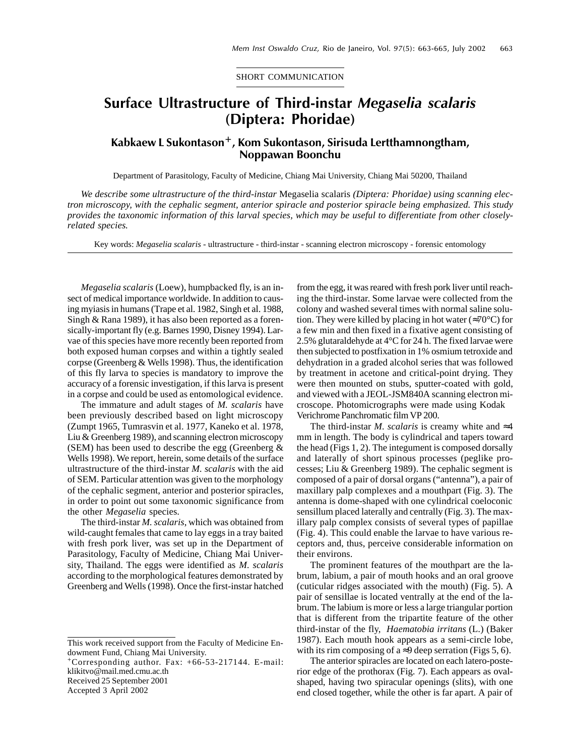SHORT COMMUNICATION

# Surface Ultrastructure of Third-instar *Megaselia scalaris* (Diptera: Phoridae)

## Kabkaew L Sukontason[+], Kom Sukontason, Sirisuda Lertthamnongtham, Noppawan Boonchu

Department of Parasitology, Faculty of Medicine, Chiang Mai University, Chiang Mai 50200, Thailand

*We describe some ultrastructure of the third-instar* Megaselia scalaris *(Diptera: Phoridae) using scanning electron microscopy, with the cephalic segment, anterior spiracle and posterior spiracle being emphasized. This study provides the taxonomic information of this larval species, which may be useful to differentiate from other closely-related species.*

Key words: *Megaselia scalaris* - ultrastructure - third-instar - scanning electron microscopy - forensic entomology

*Megaselia scalaris* (Loew), humpbacked fly, is an insect of medical importance worldwide. In addition to causing myiasis in humans (Trape et al. 1982, Singh et al. 1988, Singh & Rana 1989), it has also been reported as a forensically-important fly (e.g. Barnes 1990, Disney 1994). Larvae of this species have more recently been reported from both exposed human corpses and within a tightly sealed corpse (Greenberg & Wells 1998). Thus, the identification of this fly larva to species is mandatory to improve the accuracy of a forensic investigation, if this larva is present in a corpse and could be used as entomological evidence.

The immature and adult stages of *M. scalaris* have been previously described based on light microscopy (Zumpt 1965, Tumrasvin et al. 1977, Kaneko et al. 1978, Liu & Greenberg 1989), and scanning electron microscopy (SEM) has been used to describe the egg (Greenberg & Wells 1998). We report, herein, some details of the surface ultrastructure of the third-instar *M. scalaris* with the aid of SEM. Particular attention was given to the morphology of the cephalic segment, anterior and posterior spiracles, in order to point out some taxonomic significance from the other *Megaselia* species.

The third-instar *M. scalaris*, which was obtained from wild-caught females that came to lay eggs in a tray baited with fresh pork liver, was set up in the Department of Parasitology, Faculty of Medicine, Chiang Mai University, Thailand. The eggs were identified as *M. scalaris* according to the morphological features demonstrated by Greenberg and Wells (1998). Once the first-instar hatched from the egg, it was reared with fresh pork liver until reaching the third-instar. Some larvae were collected from the colony and washed several times with normal saline solution. They were killed by placing in hot water (≈70°C) for a few min and then fixed in a fixative agent consisting of 2.5% glutaraldehyde at 4°C for 24 h. The fixed larvae were then subjected to postfixation in 1% osmium tetroxide and dehydration in a graded alcohol series that was followed by treatment in acetone and critical-point drying. They were then mounted on stubs, sputter-coated with gold, and viewed with a JEOL-JSM840A scanning electron microscope. Photomicrographs were made using Kodak Verichrome Panchromatic film VP 200.

The third-instar *M. scalaris* is creamy white and ≈4 mm in length. The body is cylindrical and tapers toward the head (Figs 1, 2). The integument is composed dorsally and laterally of short spinous processes (peglike processes; Liu & Greenberg 1989). The cephalic segment is composed of a pair of dorsal organs ("antenna"), a pair of maxillary palp complexes and a mouthpart (Fig. 3). The antenna is dome-shaped with one cylindrical coeloconic sensillum placed laterally and centrally (Fig. 3). The maxillary palp complex consists of several types of papillae (Fig. 4). This could enable the larvae to have various receptors and, thus, perceive considerable information on their environs.

The prominent features of the mouthpart are the labrum, labium, a pair of mouth hooks and an oral groove (cuticular ridges associated with the mouth) (Fig. 5). A pair of sensillae is located ventrally at the end of the labrum. The labium is more or less a large triangular portion that is different from the tripartite feature of the other third-instar of the fly, *Haematobia irritans* (L.) (Baker 1987). Each mouth hook appears as a semi-circle lobe, with its rim composing of a ≈9 deep serration (Figs 5, 6).

The anterior spiracles are located on each latero-posterior edge of the prothorax (Fig. 7). Each appears as oval-shaped, having two spiracular openings (slits), with one end closed together, while the other is far apart. A pair of

---

This work received support from the Faculty of Medicine Endowment Fund, Chiang Mai University.

[+]Corresponding author. Fax: +66-53-217144. E-mail: klikitvo@mail.med.cmu.ac.th

Received 25 September 2001

Accepted 3 April 2002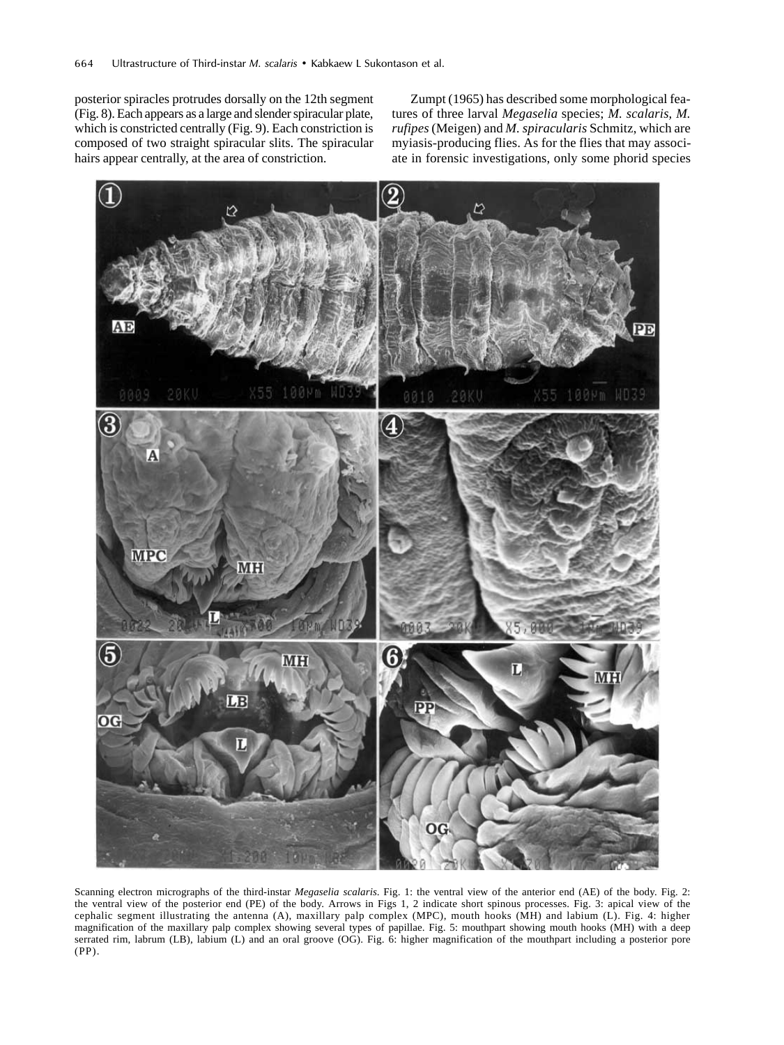posterior spiracles protrudes dorsally on the 12th segment (Fig. 8). Each appears as a large and slender spiracular plate, which is constricted centrally (Fig. 9). Each constriction is composed of two straight spiracular slits. The spiracular hairs appear centrally, at the area of constriction.

Zumpt (1965) has described some morphological features of three larval *Megaselia* species; *M. scalaris*, *M. rufipes* (Meigen) and *M. spiracularis* Schmitz, which are myiasis-producing flies. As for the flies that may associate in forensic investigations, only some phorid species

Scanning electron micrographs of the third-instar *Megaselia scalaris*. Fig. 1: the ventral view of the anterior end (AE) of the body. Fig. 2: the ventral view of the posterior end (PE) of the body. Arrows in Figs 1, 2 indicate short spinous processes. Fig. 3: apical view of the cephalic segment illustrating the antenna (A), maxillary palp complex (MPC), mouth hooks (MH) and labium (L). Fig. 4: higher magnification of the maxillary palp complex showing several types of papillae. Fig. 5: mouthpart showing mouth hooks (MH) with a deep serrated rim, labrum (LB), labium (L) and an oral groove (OG). Fig. 6: higher magnification of the mouthpart including a posterior pore (PP).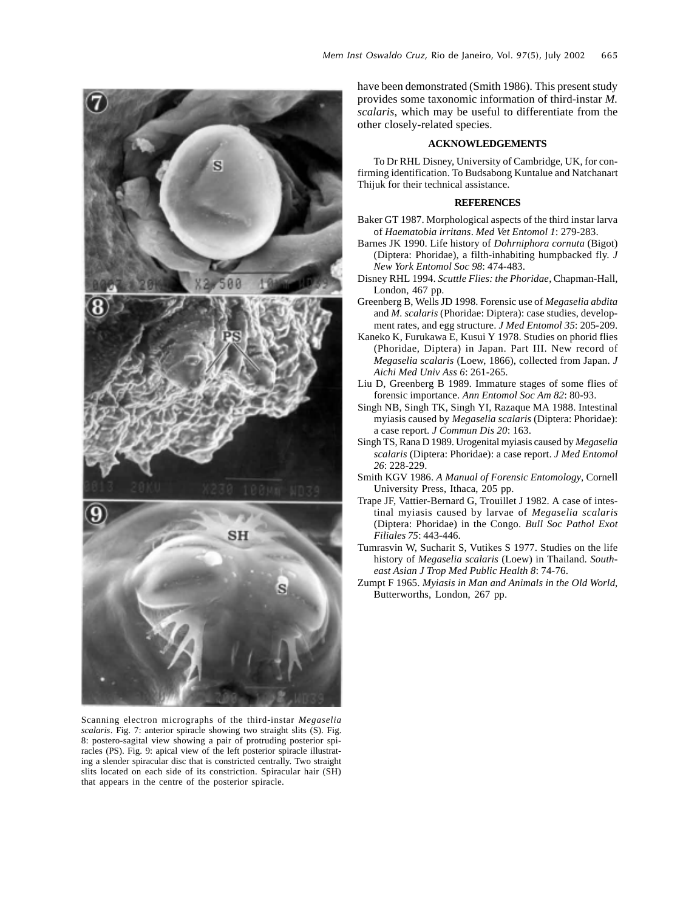Scanning electron micrographs of the third-instar *Megaselia scalaris*. Fig. 7: anterior spiracle showing two straight slits (S). Fig. 8: postero-sagital view showing a pair of protruding posterior spiracles (PS). Fig. 9: apical view of the left posterior spiracle illustrating a slender spiracular disc that is constricted centrally. Two straight slits located on each side of its constriction. Spiracular hair (SH) that appears in the centre of the posterior spiracle.

have been demonstrated (Smith 1986). This present study provides some taxonomic information of third-instar *M. scalaris*, which may be useful to differentiate from the other closely-related species.

## ACKNOWLEDGEMENTS

To Dr RHL Disney, University of Cambridge, UK, for confirming identification. To Budsabong Kuntalue and Natchanart Thijuk for their technical assistance.

## REFERENCES

Baker GT 1987. Morphological aspects of the third instar larva of *Haematobia irritans*. *Med Vet Entomol 1*: 279-283.

Barnes JK 1990. Life history of *Dohrniphora cornuta* (Bigot) (Diptera: Phoridae), a filth-inhabiting humpbacked fly. *J New York Entomol Soc 98*: 474-483.

Disney RHL 1994. *Scuttle Flies: the Phoridae*, Chapman-Hall, London, 467 pp.

Greenberg B, Wells JD 1998. Forensic use of *Megaselia abdita* and *M. scalaris* (Phoridae: Diptera): case studies, development rates, and egg structure. *J Med Entomol 35*: 205-209.

Kaneko K, Furukawa E, Kusui Y 1978. Studies on phorid flies (Phoridae, Diptera) in Japan. Part III. New record of *Megaselia scalaris* (Loew, 1866), collected from Japan. *J Aichi Med Univ Ass 6*: 261-265.

Liu D, Greenberg B 1989. Immature stages of some flies of forensic importance. *Ann Entomol Soc Am 82*: 80-93.

Singh NB, Singh TK, Singh YI, Razaque MA 1988. Intestinal myiasis caused by *Megaselia scalaris* (Diptera: Phoridae): a case report. *J Commun Dis 20*: 163.

Singh TS, Rana D 1989. Urogenital myiasis caused by *Megaselia scalaris* (Diptera: Phoridae): a case report. *J Med Entomol 26*: 228-229.

Smith KGV 1986. *A Manual of Forensic Entomology*, Cornell University Press, Ithaca, 205 pp.

Trape JF, Vattier-Bernard G, Trouillet J 1982. A case of intestinal myiasis caused by larvae of *Megaselia scalaris* (Diptera: Phoridae) in the Congo. *Bull Soc Pathol Exot Filiales 75*: 443-446.

Tumrasvin W, Sucharit S, Vutikes S 1977. Studies on the life history of *Megaselia scalaris* (Loew) in Thailand. *Southeast Asian J Trop Med Public Health 8*: 74-76.

Zumpt F 1965. *Myiasis in Man and Animals in the Old World*, Butterworths, London, 267 pp.